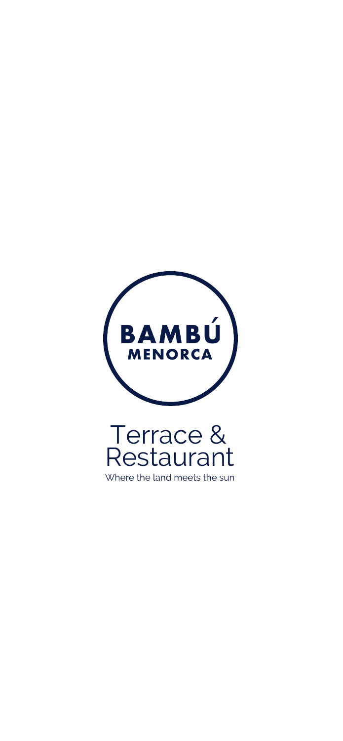# BAMBÚ
## MENORCA

# Terrace & Restaurant

Where the land meets the sun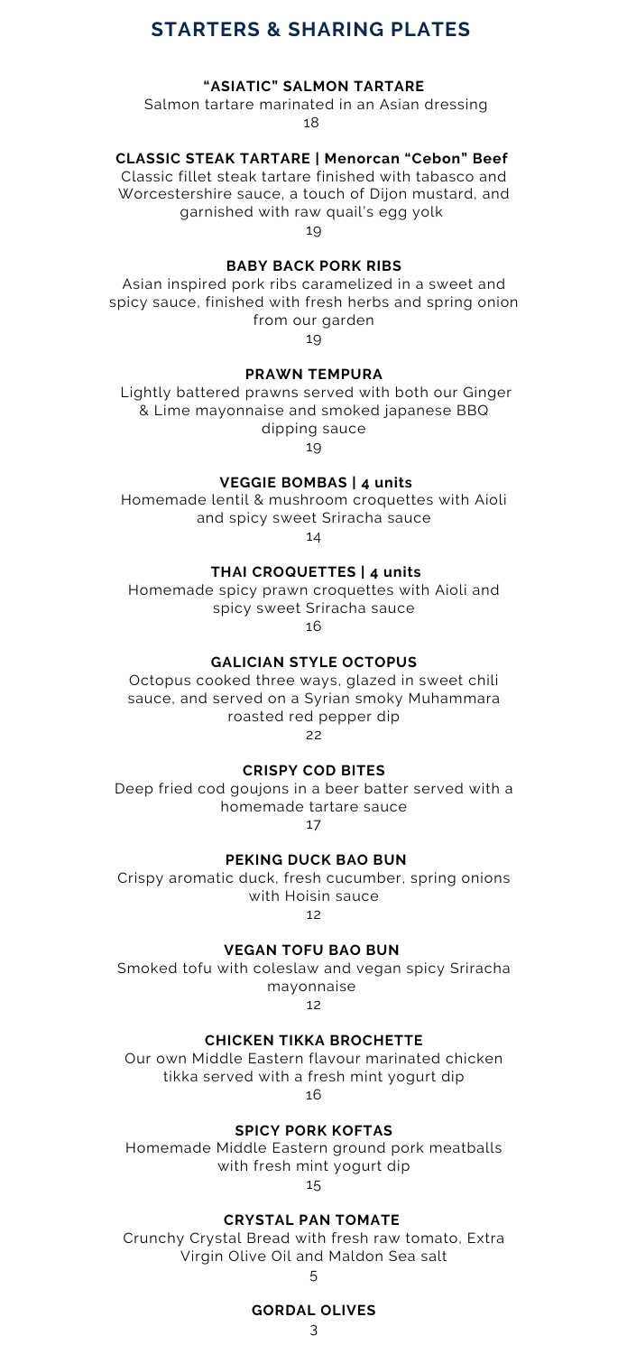## STARTERS & SHARING PLATES

### "ASIATIC" SALMON TARTARE

Salmon tartare marinated in an Asian dressing

18

### CLASSIC STEAK TARTARE | Menorcan "Cebon" Beef

Classic fillet steak tartare finished with tabasco and Worcestershire sauce, a touch of Dijon mustard, and garnished with raw quail's egg yolk

19

### BABY BACK PORK RIBS

Asian inspired pork ribs caramelized in a sweet and spicy sauce, finished with fresh herbs and spring onion from our garden

19

### PRAWN TEMPURA

Lightly battered prawns served with both our Ginger & Lime mayonnaise and smoked japanese BBQ dipping sauce

19

### VEGGIE BOMBAS | 4 units

Homemade lentil & mushroom croquettes with Aioli and spicy sweet Sriracha sauce

14

### THAI CROQUETTES | 4 units

Homemade spicy prawn croquettes with Aioli and spicy sweet Sriracha sauce

16

### GALICIAN STYLE OCTOPUS

Octopus cooked three ways, glazed in sweet chili sauce, and served on a Syrian smoky Muhammara roasted red pepper dip

22

### CRISPY COD BITES

Deep fried cod goujons in a beer batter served with a homemade tartare sauce

17

### PEKING DUCK BAO BUN

Crispy aromatic duck, fresh cucumber, spring onions with Hoisin sauce

12

### VEGAN TOFU BAO BUN

Smoked tofu with coleslaw and vegan spicy Sriracha mayonnaise

12

### CHICKEN TIKKA BROCHETTE

Our own Middle Eastern flavour marinated chicken tikka served with a fresh mint yogurt dip

16

### SPICY PORK KOFTAS

Homemade Middle Eastern ground pork meatballs with fresh mint yogurt dip

15

### CRYSTAL PAN TOMATE

Crunchy Crystal Bread with fresh raw tomato, Extra Virgin Olive Oil and Maldon Sea salt

5

### GORDAL OLIVES

3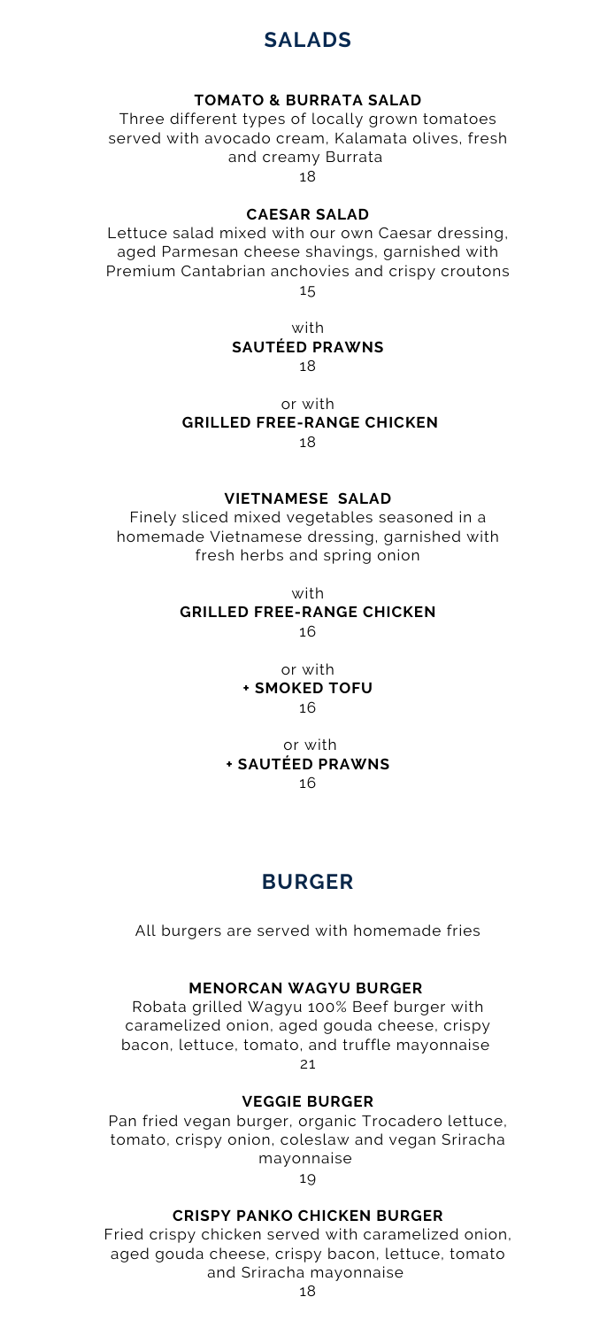## SALADS

### TOMATO & BURRATA SALAD

Three different types of locally grown tomatoes served with avocado cream, Kalamata olives, fresh and creamy Burrata

18

### CAESAR SALAD

Lettuce salad mixed with our own Caesar dressing, aged Parmesan cheese shavings, garnished with Premium Cantabrian anchovies and crispy croutons

15

with
**SAUTÉED PRAWNS**
18

or with
**GRILLED FREE-RANGE CHICKEN**
18

### VIETNAMESE SALAD

Finely sliced mixed vegetables seasoned in a homemade Vietnamese dressing, garnished with fresh herbs and spring onion

with
**GRILLED FREE-RANGE CHICKEN**
16

or with
**+ SMOKED TOFU**
16

or with
**+ SAUTÉED PRAWNS**
16

## BURGER

All burgers are served with homemade fries

### MENORCAN WAGYU BURGER

Robata grilled Wagyu 100% Beef burger with caramelized onion, aged gouda cheese, crispy bacon, lettuce, tomato, and truffle mayonnaise

21

### VEGGIE BURGER

Pan fried vegan burger, organic Trocadero lettuce, tomato, crispy onion, coleslaw and vegan Sriracha mayonnaise

19

### CRISPY PANKO CHICKEN BURGER

Fried crispy chicken served with caramelized onion, aged gouda cheese, crispy bacon, lettuce, tomato and Sriracha mayonnaise

18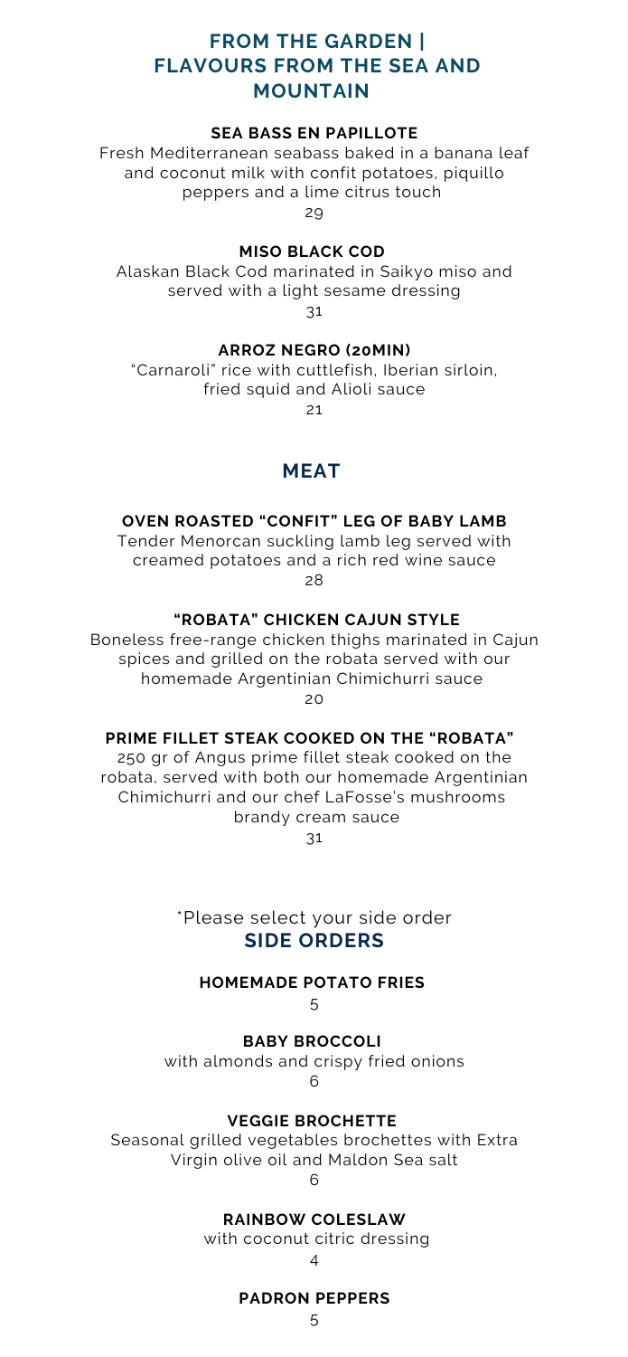## FROM THE GARDEN | FLAVOURS FROM THE SEA AND MOUNTAIN

### SEA BASS EN PAPILLOTE

Fresh Mediterranean seabass baked in a banana leaf and coconut milk with confit potatoes, piquillo peppers and a lime citrus touch

29

### MISO BLACK COD

Alaskan Black Cod marinated in Saikyo miso and served with a light sesame dressing

31

### ARROZ NEGRO (20MIN)

"Carnaroli" rice with cuttlefish, Iberian sirloin, fried squid and Alioli sauce

21

## MEAT

### OVEN ROASTED "CONFIT" LEG OF BABY LAMB

Tender Menorcan suckling lamb leg served with creamed potatoes and a rich red wine sauce

28

### "ROBATA" CHICKEN CAJUN STYLE

Boneless free-range chicken thighs marinated in Cajun spices and grilled on the robata served with our homemade Argentinian Chimichurri sauce

20

### PRIME FILLET STEAK COOKED ON THE "ROBATA"

250 gr of Angus prime fillet steak cooked on the robata, served with both our homemade Argentinian Chimichurri and our chef LaFosse's mushrooms brandy cream sauce

31

*Please select your side order

## SIDE ORDERS

### HOMEMADE POTATO FRIES

5

### BABY BROCCOLI

with almonds and crispy fried onions

6

### VEGGIE BROCHETTE

Seasonal grilled vegetables brochettes with Extra Virgin olive oil and Maldon Sea salt

6

### RAINBOW COLESLAW

with coconut citric dressing

4

### PADRON PEPPERS

5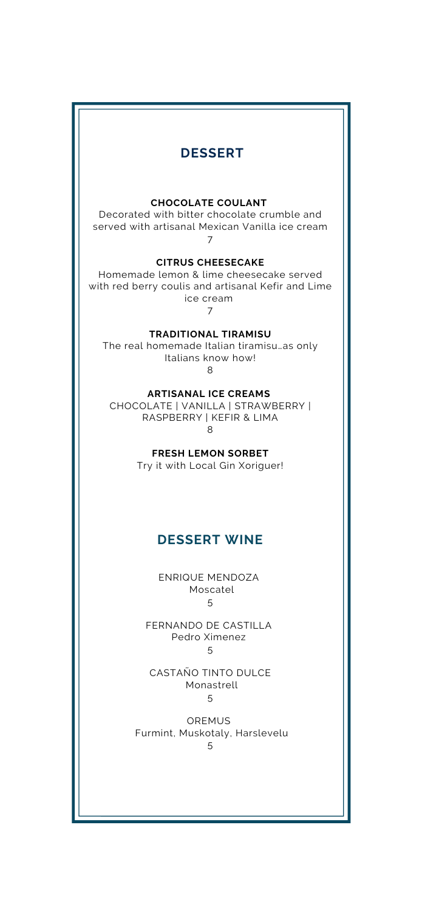## DESSERT

**CHOCOLATE COULANT**

Decorated with bitter chocolate crumble and served with artisanal Mexican Vanilla ice cream

7

**CITRUS CHEESECAKE**

Homemade lemon & lime cheesecake served with red berry coulis and artisanal Kefir and Lime ice cream

7

**TRADITIONAL TIRAMISU**

The real homemade Italian tiramisu…as only Italians know how!

8

**ARTISANAL ICE CREAMS**

CHOCOLATE | VANILLA | STRAWBERRY | RASPBERRY | KEFIR & LIMA

8

**FRESH LEMON SORBET**

Try it with Local Gin Xoriguer!

## DESSERT WINE

ENRIQUE MENDOZA

Moscatel

5

FERNANDO DE CASTILLA

Pedro Ximenez

5

CASTAÑO TINTO DULCE

Monastrell

5

OREMUS

Furmint, Muskotaly, Harslevelu

5